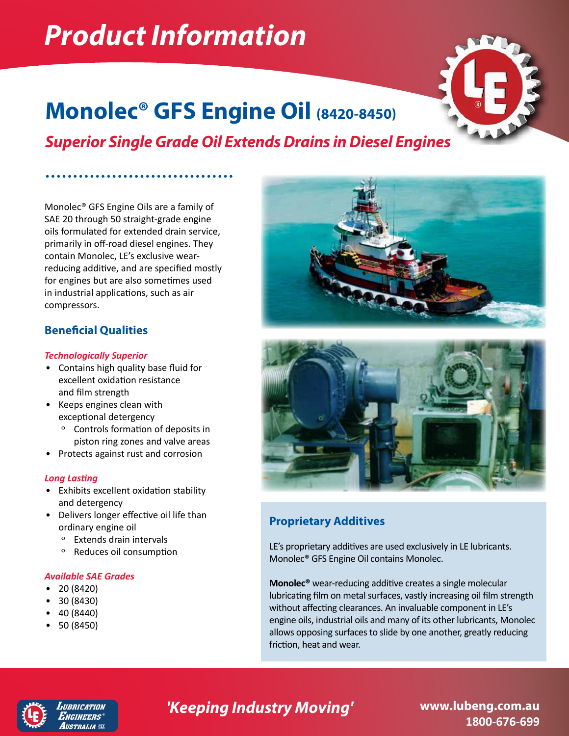# Product Information

## Monolec® GFS Engine Oil (8420-8450)

### *Superior Single Grade Oil Extends Drains in Diesel Engines*

Monolec® GFS Engine Oils are a family of SAE 20 through 50 straight-grade engine oils formulated for extended drain service, primarily in off-road diesel engines. They contain Monolec, LE's exclusive wear-reducing additive, and are specified mostly for engines but are also sometimes used in industrial applications, such as air compressors.

### Beneficial Qualities

***Technologically Superior***

- Contains high quality base fluid for excellent oxidation resistance and film strength
- Keeps engines clean with exceptional detergency
  - Controls formation of deposits in piston ring zones and valve areas
- Protects against rust and corrosion

***Long Lasting***

- Exhibits excellent oxidation stability and detergency
- Delivers longer effective oil life than ordinary engine oil
  - Extends drain intervals
  - Reduces oil consumption

***Available SAE Grades***

- 20 (8420)
- 30 (8430)
- 40 (8440)
- 50 (8450)

### Proprietary Additives

LE's proprietary additives are used exclusively in LE lubricants. Monolec® GFS Engine Oil contains Monolec.

**Monolec®** wear-reducing additive creates a single molecular lubricating film on metal surfaces, vastly increasing oil film strength without affecting clearances. An invaluable component in LE's engine oils, industrial oils and many of its other lubricants, Monolec allows opposing surfaces to slide by one another, greatly reducing friction, heat and wear.

Lubrication Engineers® Australia

*'Keeping Industry Moving'*

www.lubeng.com.au
1800-676-699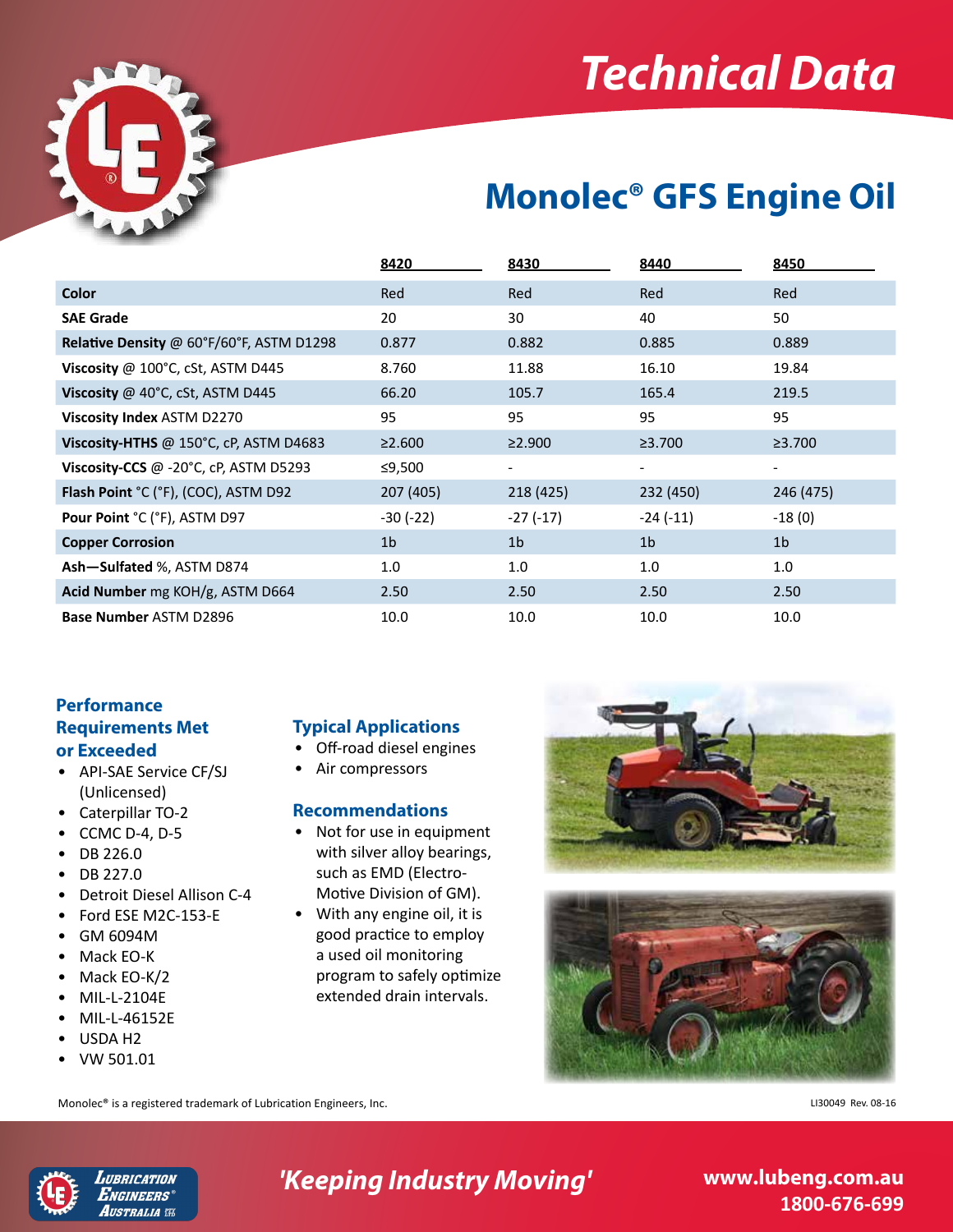# Technical Data

## Monolec® GFS Engine Oil

| | 8420 | 8430 | 8440 | 8450 |
|---|---|---|---|---|
| **Color** | Red | Red | Red | Red |
| **SAE Grade** | 20 | 30 | 40 | 50 |
| **Relative Density** @ 60°F/60°F, ASTM D1298 | 0.877 | 0.882 | 0.885 | 0.889 |
| **Viscosity** @ 100°C, cSt, ASTM D445 | 8.760 | 11.88 | 16.10 | 19.84 |
| **Viscosity** @ 40°C, cSt, ASTM D445 | 66.20 | 105.7 | 165.4 | 219.5 |
| **Viscosity Index** ASTM D2270 | 95 | 95 | 95 | 95 |
| **Viscosity-HTHS** @ 150°C, cP, ASTM D4683 | ≥2.600 | ≥2.900 | ≥3.700 | ≥3.700 |
| **Viscosity-CCS** @ -20°C, cP, ASTM D5293 | ≤9,500 | - | - | - |
| **Flash Point** °C (°F), (COC), ASTM D92 | 207 (405) | 218 (425) | 232 (450) | 246 (475) |
| **Pour Point** °C (°F), ASTM D97 | -30 (-22) | -27 (-17) | -24 (-11) | -18 (0) |
| **Copper Corrosion** | 1b | 1b | 1b | 1b |
| **Ash—Sulfated** %, ASTM D874 | 1.0 | 1.0 | 1.0 | 1.0 |
| **Acid Number** mg KOH/g, ASTM D664 | 2.50 | 2.50 | 2.50 | 2.50 |
| **Base Number** ASTM D2896 | 10.0 | 10.0 | 10.0 | 10.0 |

### Performance Requirements Met or Exceeded

- API-SAE Service CF/SJ (Unlicensed)
- Caterpillar TO-2
- CCMC D-4, D-5
- DB 226.0
- DB 227.0
- Detroit Diesel Allison C-4
- Ford ESE M2C-153-E
- GM 6094M
- Mack EO-K
- Mack EO-K/2
- MIL-L-2104E
- MIL-L-46152E
- USDA H2
- VW 501.01

### Typical Applications

- Off-road diesel engines
- Air compressors

### Recommendations

- Not for use in equipment with silver alloy bearings, such as EMD (Electro-Motive Division of GM).
- With any engine oil, it is good practice to employ a used oil monitoring program to safely optimize extended drain intervals.

Monolec® is a registered trademark of Lubrication Engineers, Inc.

LI30049 Rev. 08-16

Lubrication Engineers® Australia

*'Keeping Industry Moving'*

www.lubeng.com.au
1800-676-699